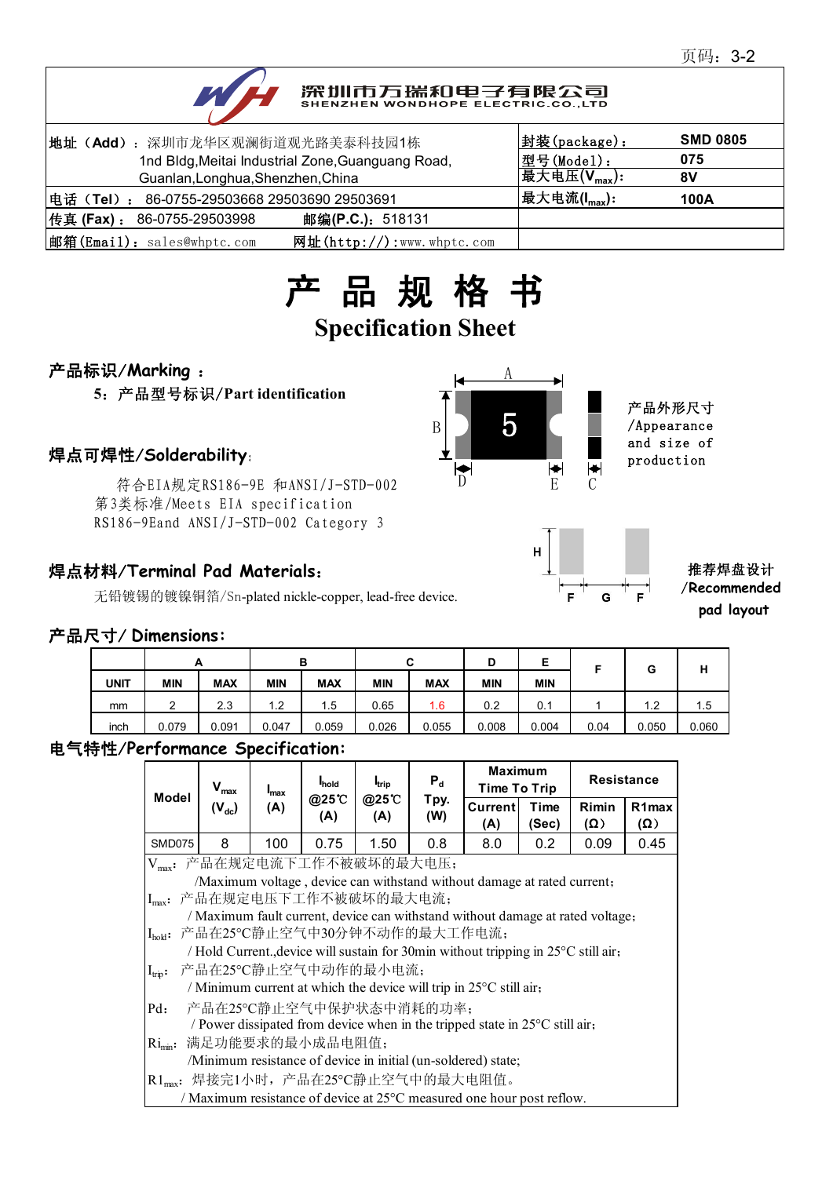深圳市万瑞和电子有限公司
SHENZHEN WONDHOPE ELECTRIC.CO.,LTD

| | |
|---|---|
| 地址（Add）：深圳市龙华区观澜街道观光路美泰科技园1栋<br>1nd Bldg,Meitai Industrial Zone,Guanguang Road,<br>Guanlan,Longhua,Shenzhen,China | 封装(package)：SMD 0805<br>型号(Model)：075<br>最大电压($V_{max}$)：8V |
| 电话（Tel）：86-0755-29503668 29503690 29503691 | 最大电流($I_{max}$)：100A |
| 传真 (Fax)：86-0755-29503998 邮编(P.C.)：518131 | |
| 邮箱(Email)：sales@whptc.com 网址(http://):www.whptc.com | |

# 产 品 规 格 书

# Specification Sheet

## 产品标识/Marking ：

5：产品型号标识/Part identification

产品外形尺寸/Appearance and size of production

## 焊点可焊性/Solderability:

符合EIA规定RS186-9E 和ANSI/J-STD-002 第3类标准/Meets EIA specification RS186-9Eand ANSI/J-STD-002 Category 3

推荐焊盘设计/Recommended pad layout

## 焊点材料/Terminal Pad Materials:

无铅镀锡的镀镍铜箔/Sn-plated nickle-copper, lead-free device.

## 产品尺寸/ Dimensions:

| | A | | B | | C | | D | E | F | G | H |
|---|---|---|---|---|---|---|---|---|---|---|---|
| UNIT | MIN | MAX | MIN | MAX | MIN | MAX | MIN | MIN | | | |
| mm | 2 | 2.3 | 1.2 | 1.5 | 0.65 | 1.6 | 0.2 | 0.1 | 1 | 1.2 | 1.5 |
| inch | 0.079 | 0.091 | 0.047 | 0.059 | 0.026 | 0.055 | 0.008 | 0.004 | 0.04 | 0.050 | 0.060 |

## 电气特性/Performance Specification:

| Model | $V_{max}$ ($V_{dc}$) | $I_{max}$ (A) | $I_{hold}$ @25℃ (A) | $I_{trip}$ @25℃ (A) | $P_d$ Tpy. (W) | Maximum Time To Trip | | Resistance | |
|---|---|---|---|---|---|---|---|---|---|
| | | | | | | Current (A) | Time (Sec) | Rimin (Ω) | R1max (Ω) |
| SMD075 | 8 | 100 | 0.75 | 1.50 | 0.8 | 8.0 | 0.2 | 0.09 | 0.45 |

$V_{max}$：产品在规定电流下工作不被破坏的最大电压；
/Maximum voltage , device can withstand without damage at rated current；

$I_{max}$：产品在规定电压下工作不被破坏的最大电流；
/ Maximum fault current, device can withstand without damage at rated voltage；

$I_{hold}$：产品在25°C静止空气中30分钟不动作的最大工作电流；
/ Hold Current.,device will sustain for 30min without tripping in 25°C still air；

$I_{trip}$：产品在25°C静止空气中动作的最小电流；
/ Minimum current at which the device will trip in 25°C still air；

Pd：产品在25°C静止空气中保护状态中消耗的功率；
/ Power dissipated from device when in the tripped state in 25°C still air；

$Ri_{min}$：满足功能要求的最小成品电阻值；
/Minimum resistance of device in initial (un-soldered) state；

$R1_{max}$：焊接完1小时，产品在25°C静止空气中的最大电阻值。
/ Maximum resistance of device at 25°C measured one hour post reflow.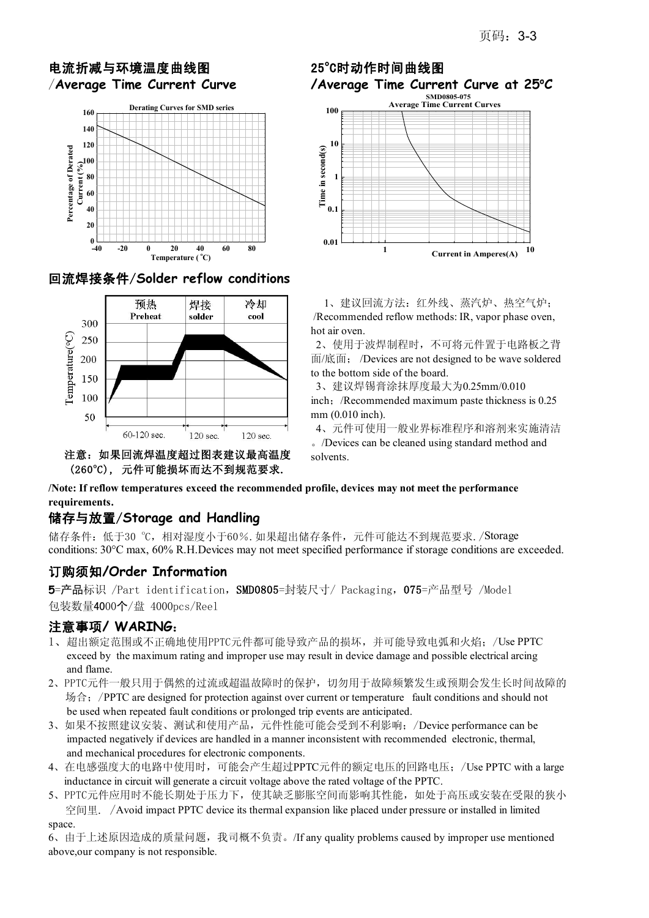## 电流折减与环境温度曲线图 /Average Time Current Curve

Derating Curves for SMD series

Percentage of Derated Current (%)

160
140
120
100
80
60
40
20
0

-40 -20 0 20 40 60 80

Temperature (°C)

## 25°C时动作时间曲线图 /Average Time Current Curve at 25°C

SMD0805-075
Average Time Current Curves

Time in second(s)

100
10
1
0.1
0.01

1 10

Current in Amperes(A)

## 回流焊接条件/Solder reflow conditions

预热 Preheat | 焊接 solder | 冷却 cool

Temperature(°C)

300
250
200
150
100
50

60-120 sec. 120 sec. 120 sec.

**注意：如果回流焊温度超过图表建议最高温度（260°C），元件可能损坏而达不到规范要求.**

1、建议回流方法：红外线、蒸汽炉、热空气炉；/Recommended reflow methods: IR, vapor phase oven, hot air oven.

2、使用于波焊制程时，不可将元件置于电路板之背面/底面； /Devices are not designed to be wave soldered to the bottom side of the board.

3、建议焊锡膏涂抹厚度最大为0.25mm/0.010 inch；/Recommended maximum paste thickness is 0.25 mm (0.010 inch).

4、元件可使用一般业界标准程序和溶剂来实施清洁。/Devices can be cleaned using standard method and solvents.

**/Note: If reflow temperatures exceed the recommended profile, devices may not meet the performance requirements.**

## 储存与放置/Storage and Handling

储存条件：低于30 ℃，相对湿度小于60%.如果超出储存条件，元件可能达不到规范要求./Storage conditions: 30°C max, 60% R.H.Devices may not meet specified performance if storage conditions are exceeded.

## 订购须知/Order Information

**5**=产品标识 /Part identification，**SMD0805**=封装尺寸/ Packaging，**075**=产品型号 /Model

包装数量**4000个**/盘 4000pcs/Reel

## 注意事项/ WARING：

1、超出额定范围或不正确地使用PPTC元件都可能导致产品的损坏，并可能导致电弧和火焰；/Use PPTC exceed by the maximum rating and improper use may result in device damage and possible electrical arcing and flame.

2、PPTC元件一般只用于偶然的过流或超温故障时的保护，切勿用于故障频繁发生或预期会发生长时间故障的场合；/PPTC are designed for protection against over current or temperature fault conditions and should not be used when repeated fault conditions or prolonged trip events are anticipated.

3、如果不按照建议安装、测试和使用产品，元件性能可能会受到不利影响；/Device performance can be impacted negatively if devices are handled in a manner inconsistent with recommended electronic, thermal, and mechanical procedures for electronic components.

4、在电感强度大的电路中使用时，可能会产生超过PPTC元件的额定电压的回路电压；/Use PPTC with a large inductance in circuit will generate a circuit voltage above the rated voltage of the PPTC.

5、PPTC元件应用时不能长期处于压力下，使其缺乏膨胀空间而影响其性能，如处于高压或安装在受限的狭小空间里. /Avoid impact PPTC device its thermal expansion like placed under pressure or installed in limited space.

6、由于上述原因造成的质量问题，我司概不负责。/If any quality problems caused by improper use mentioned above,our company is not responsible.